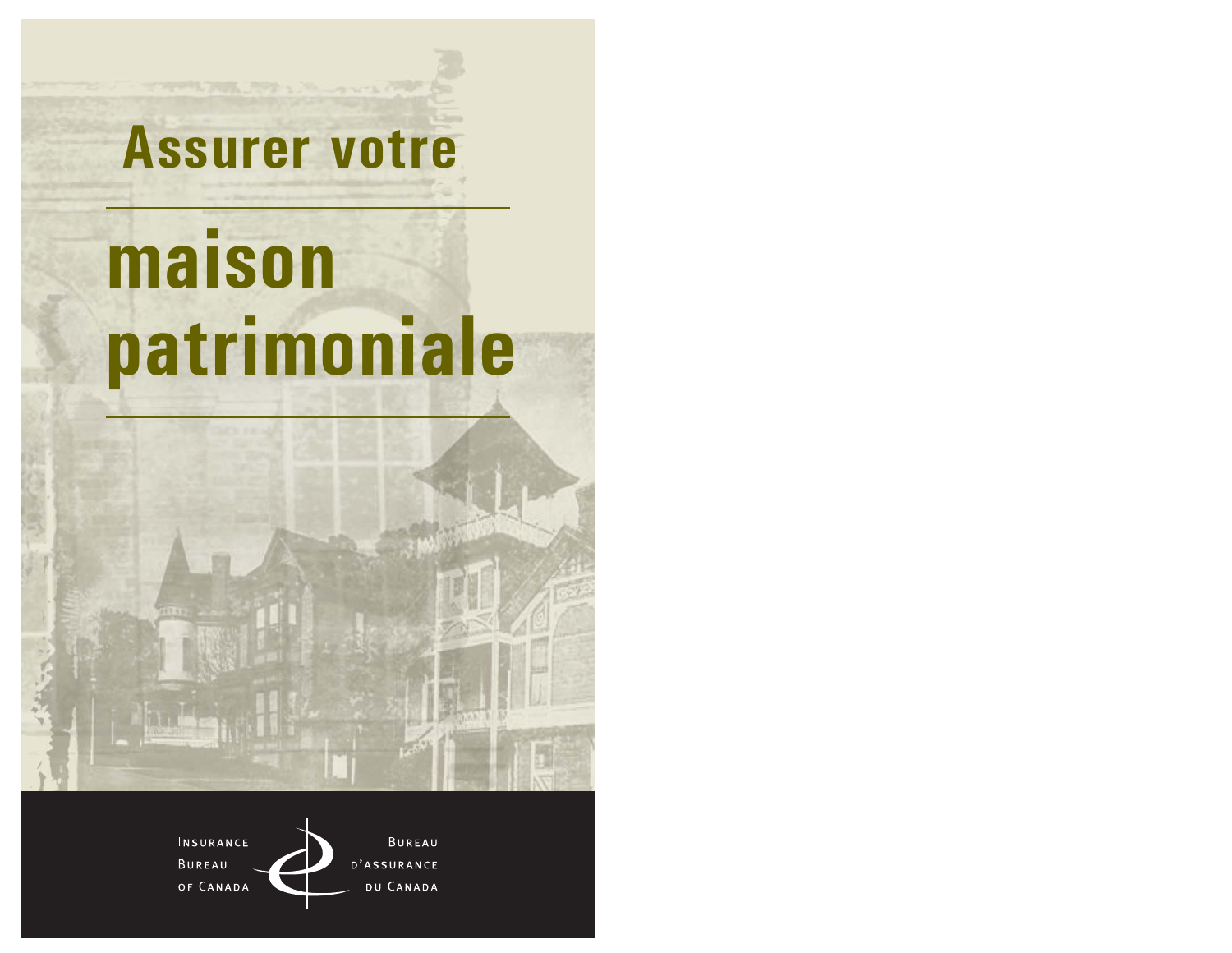# Assurer votre

# maison patrimoniale

Insurance Bureau of Canada

Bureau d'assurance du Canada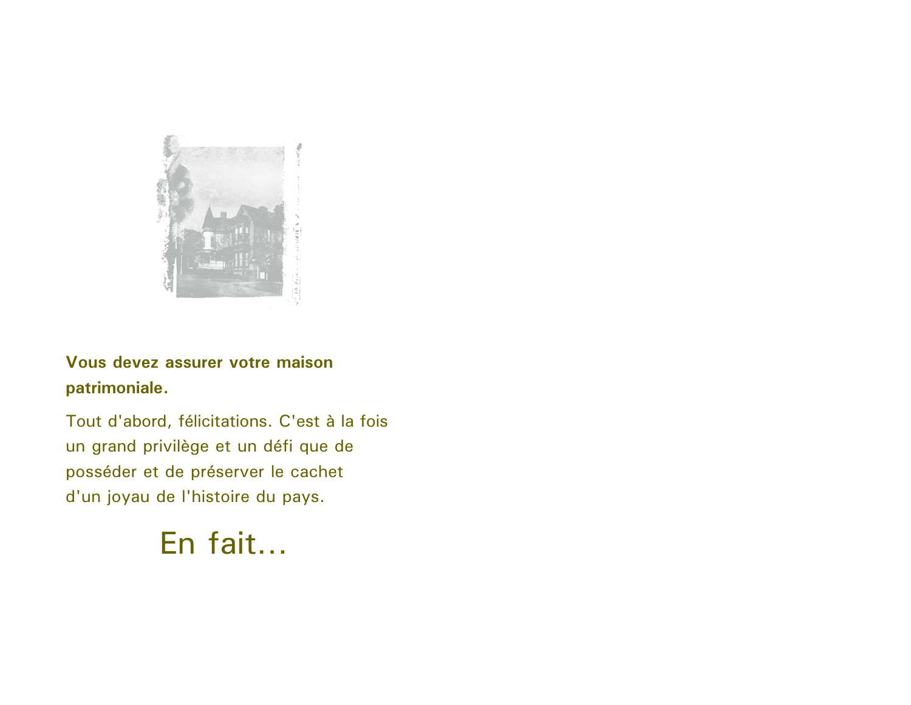**Vous devez assurer votre maison patrimoniale.**

Tout d'abord, félicitations. C'est à la fois un grand privilège et un défi que de posséder et de préserver le cachet d'un joyau de l'histoire du pays.

## En fait...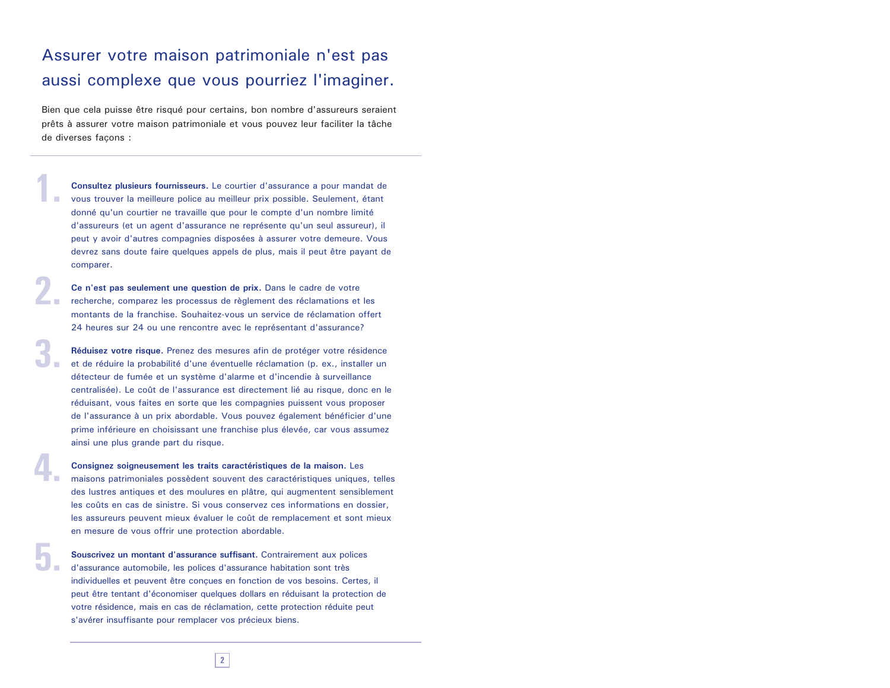# Assurer votre maison patrimoniale n'est pas aussi complexe que vous pourriez l'imaginer.

Bien que cela puisse être risqué pour certains, bon nombre d'assureurs seraient prêts à assurer votre maison patrimoniale et vous pouvez leur faciliter la tâche de diverses façons :

1. **Consultez plusieurs fournisseurs.** Le courtier d'assurance a pour mandat de vous trouver la meilleure police au meilleur prix possible. Seulement, étant donné qu'un courtier ne travaille que pour le compte d'un nombre limité d'assureurs (et un agent d'assurance ne représente qu'un seul assureur), il peut y avoir d'autres compagnies disposées à assurer votre demeure. Vous devrez sans doute faire quelques appels de plus, mais il peut être payant de comparer.

2. **Ce n'est pas seulement une question de prix.** Dans le cadre de votre recherche, comparez les processus de règlement des réclamations et les montants de la franchise. Souhaitez-vous un service de réclamation offert 24 heures sur 24 ou une rencontre avec le représentant d'assurance?

3. **Réduisez votre risque.** Prenez des mesures afin de protéger votre résidence et de réduire la probabilité d'une éventuelle réclamation (p. ex., installer un détecteur de fumée et un système d'alarme et d'incendie à surveillance centralisée). Le coût de l'assurance est directement lié au risque, donc en le réduisant, vous faites en sorte que les compagnies puissent vous proposer de l'assurance à un prix abordable. Vous pouvez également bénéficier d'une prime inférieure en choisissant une franchise plus élevée, car vous assumez ainsi une plus grande part du risque.

4. **Consignez soigneusement les traits caractéristiques de la maison.** Les maisons patrimoniales possèdent souvent des caractéristiques uniques, telles des lustres antiques et des moulures en plâtre, qui augmentent sensiblement les coûts en cas de sinistre. Si vous conservez ces informations en dossier, les assureurs peuvent mieux évaluer le coût de remplacement et sont mieux en mesure de vous offrir une protection abordable.

5. **Souscrivez un montant d'assurance suffisant.** Contrairement aux polices d'assurance automobile, les polices d'assurance habitation sont très individuelles et peuvent être conçues en fonction de vos besoins. Certes, il peut être tentant d'économiser quelques dollars en réduisant la protection de votre résidence, mais en cas de réclamation, cette protection réduite peut s'avérer insuffisante pour remplacer vos précieux biens.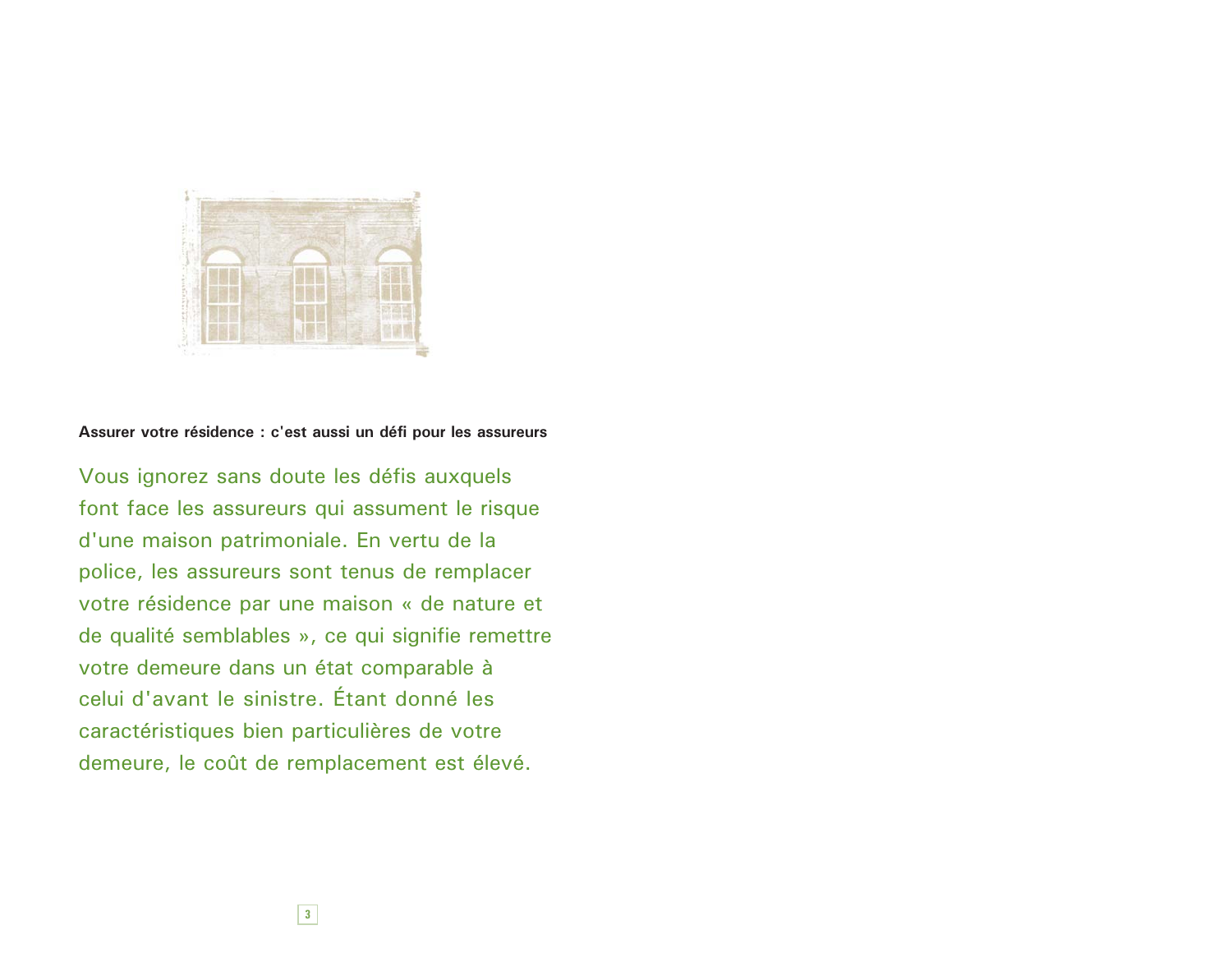**Assurer votre résidence : c'est aussi un défi pour les assureurs**

Vous ignorez sans doute les défis auxquels font face les assureurs qui assument le risque d'une maison patrimoniale. En vertu de la police, les assureurs sont tenus de remplacer votre résidence par une maison « de nature et de qualité semblables », ce qui signifie remettre votre demeure dans un état comparable à celui d'avant le sinistre. Étant donné les caractéristiques bien particulières de votre demeure, le coût de remplacement est élevé.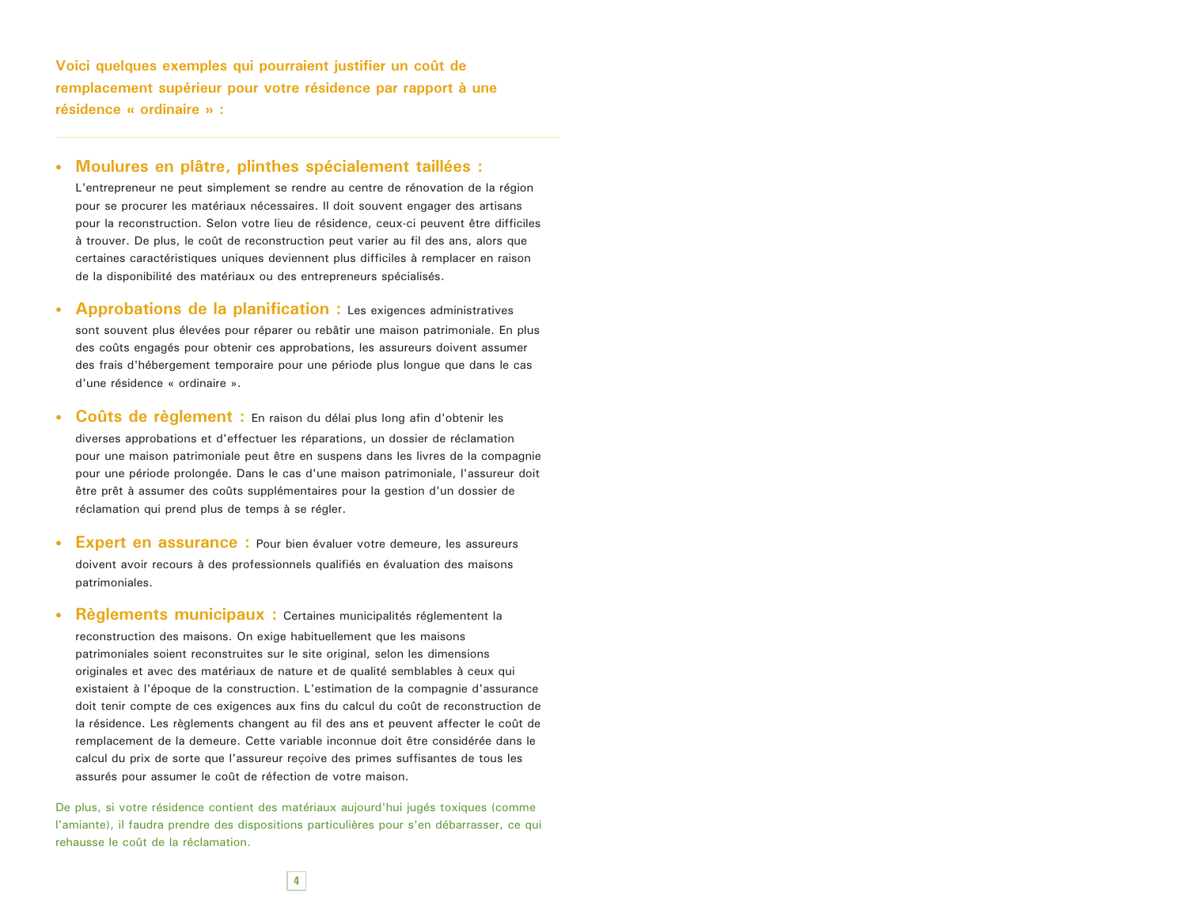**Voici quelques exemples qui pourraient justifier un coût de remplacement supérieur pour votre résidence par rapport à une résidence « ordinaire » :**

---

- **Moulures en plâtre, plinthes spécialement taillées :** L'entrepreneur ne peut simplement se rendre au centre de rénovation de la région pour se procurer les matériaux nécessaires. Il doit souvent engager des artisans pour la reconstruction. Selon votre lieu de résidence, ceux-ci peuvent être difficiles à trouver. De plus, le coût de reconstruction peut varier au fil des ans, alors que certaines caractéristiques uniques deviennent plus difficiles à remplacer en raison de la disponibilité des matériaux ou des entrepreneurs spécialisés.

- **Approbations de la planification :** Les exigences administratives sont souvent plus élevées pour réparer ou rebâtir une maison patrimoniale. En plus des coûts engagés pour obtenir ces approbations, les assureurs doivent assumer des frais d'hébergement temporaire pour une période plus longue que dans le cas d'une résidence « ordinaire ».

- **Coûts de règlement :** En raison du délai plus long afin d'obtenir les diverses approbations et d'effectuer les réparations, un dossier de réclamation pour une maison patrimoniale peut être en suspens dans les livres de la compagnie pour une période prolongée. Dans le cas d'une maison patrimoniale, l'assureur doit être prêt à assumer des coûts supplémentaires pour la gestion d'un dossier de réclamation qui prend plus de temps à se régler.

- **Expert en assurance :** Pour bien évaluer votre demeure, les assureurs doivent avoir recours à des professionnels qualifiés en évaluation des maisons patrimoniales.

- **Règlements municipaux :** Certaines municipalités réglementent la reconstruction des maisons. On exige habituellement que les maisons patrimoniales soient reconstruites sur le site original, selon les dimensions originales et avec des matériaux de nature et de qualité semblables à ceux qui existaient à l'époque de la construction. L'estimation de la compagnie d'assurance doit tenir compte de ces exigences aux fins du calcul du coût de reconstruction de la résidence. Les règlements changent au fil des ans et peuvent affecter le coût de remplacement de la demeure. Cette variable inconnue doit être considérée dans le calcul du prix de sorte que l'assureur reçoive des primes suffisantes de tous les assurés pour assumer le coût de réfection de votre maison.

De plus, si votre résidence contient des matériaux aujourd'hui jugés toxiques (comme l'amiante), il faudra prendre des dispositions particulières pour s'en débarrasser, ce qui rehausse le coût de la réclamation.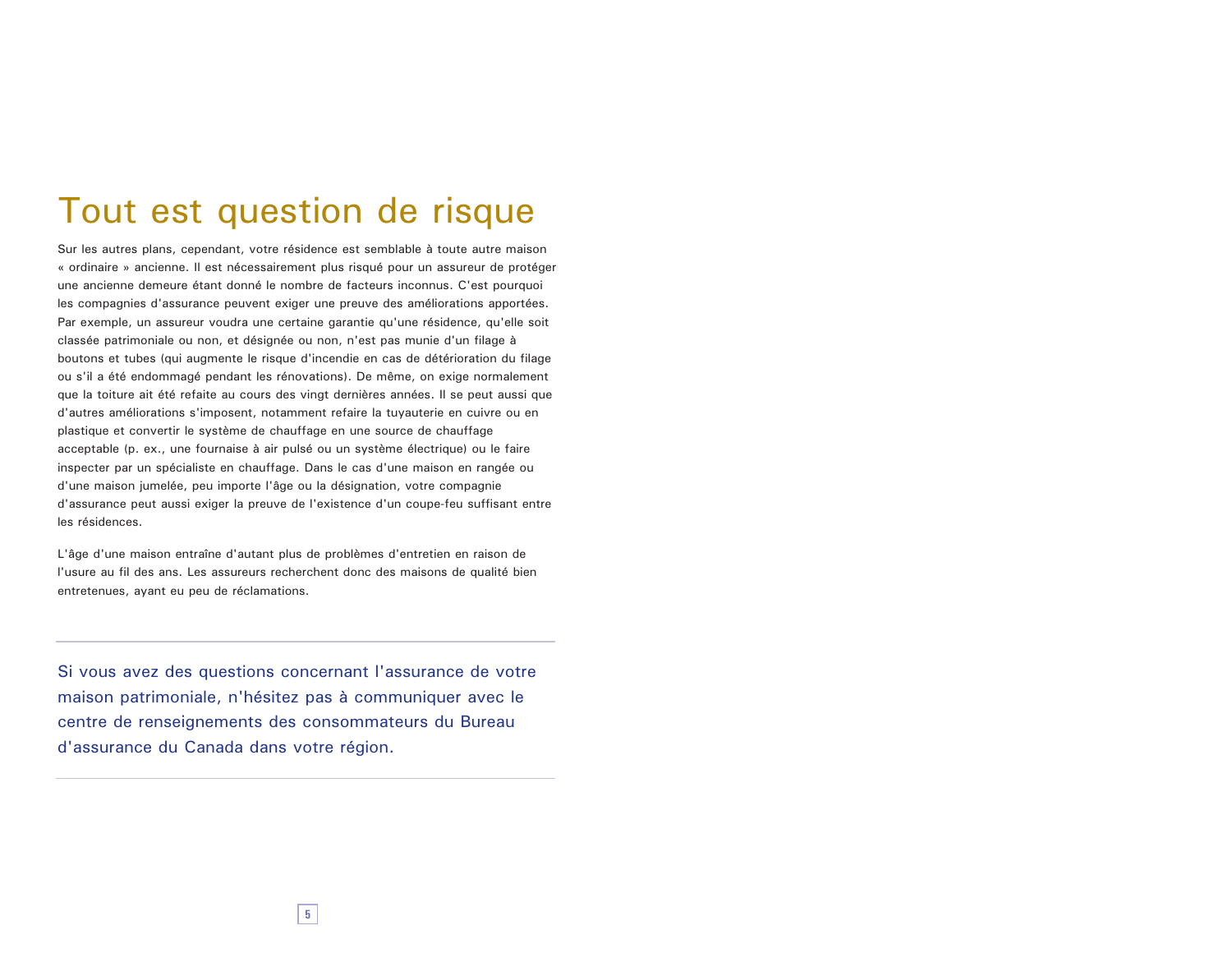# Tout est question de risque

Sur les autres plans, cependant, votre résidence est semblable à toute autre maison « ordinaire » ancienne. Il est nécessairement plus risqué pour un assureur de protéger une ancienne demeure étant donné le nombre de facteurs inconnus. C'est pourquoi les compagnies d'assurance peuvent exiger une preuve des améliorations apportées. Par exemple, un assureur voudra une certaine garantie qu'une résidence, qu'elle soit classée patrimoniale ou non, et désignée ou non, n'est pas munie d'un filage à boutons et tubes (qui augmente le risque d'incendie en cas de détérioration du filage ou s'il a été endommagé pendant les rénovations). De même, on exige normalement que la toiture ait été refaite au cours des vingt dernières années. Il se peut aussi que d'autres améliorations s'imposent, notamment refaire la tuyauterie en cuivre ou en plastique et convertir le système de chauffage en une source de chauffage acceptable (p. ex., une fournaise à air pulsé ou un système électrique) ou le faire inspecter par un spécialiste en chauffage. Dans le cas d'une maison en rangée ou d'une maison jumelée, peu importe l'âge ou la désignation, votre compagnie d'assurance peut aussi exiger la preuve de l'existence d'un coupe-feu suffisant entre les résidences.

L'âge d'une maison entraîne d'autant plus de problèmes d'entretien en raison de l'usure au fil des ans. Les assureurs recherchent donc des maisons de qualité bien entretenues, ayant eu peu de réclamations.

---

Si vous avez des questions concernant l'assurance de votre maison patrimoniale, n'hésitez pas à communiquer avec le centre de renseignements des consommateurs du Bureau d'assurance du Canada dans votre région.

---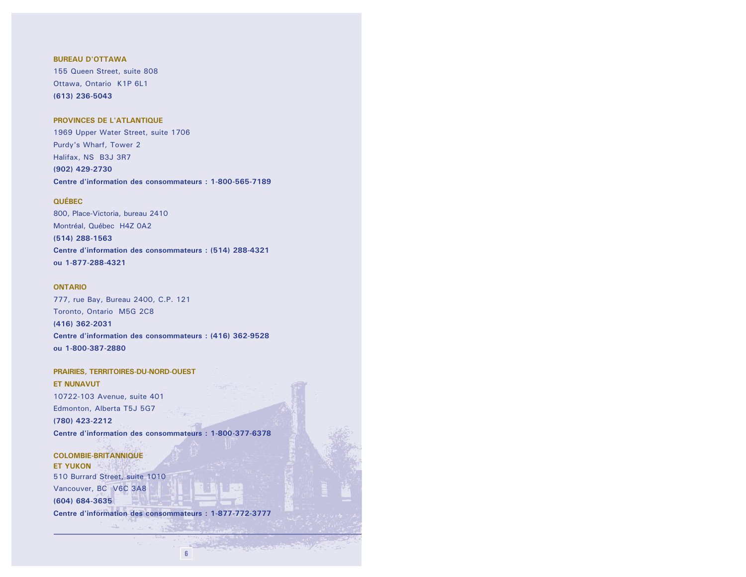**BUREAU D'OTTAWA**
155 Queen Street, suite 808
Ottawa, Ontario  K1P 6L1
**(613) 236-5043**

**PROVINCES DE L'ATLANTIQUE**
1969 Upper Water Street, suite 1706
Purdy's Wharf, Tower 2
Halifax, NS  B3J 3R7
**(902) 429-2730**
**Centre d'information des consommateurs : 1-800-565-7189**

**QUÉBEC**
800, Place-Victoria, bureau 2410
Montréal, Québec  H4Z 0A2
**(514) 288-1563**
**Centre d'information des consommateurs : (514) 288-4321 ou 1-877-288-4321**

**ONTARIO**
777, rue Bay, Bureau 2400, C.P. 121
Toronto, Ontario  M5G 2C8
**(416) 362-2031**
**Centre d'information des consommateurs : (416) 362-9528 ou 1-800-387-2880**

**PRAIRIES, TERRITOIRES-DU-NORD-OUEST ET NUNAVUT**
10722-103 Avenue, suite 401
Edmonton, Alberta T5J 5G7
**(780) 423-2212**
**Centre d'information des consommateurs : 1-800-377-6378**

**COLOMBIE-BRITANNIQUE ET YUKON**
510 Burrard Street, suite 1010
Vancouver, BC  V6C 3A8
**(604) 684-3635**
**Centre d'information des consommateurs : 1-877-772-3777**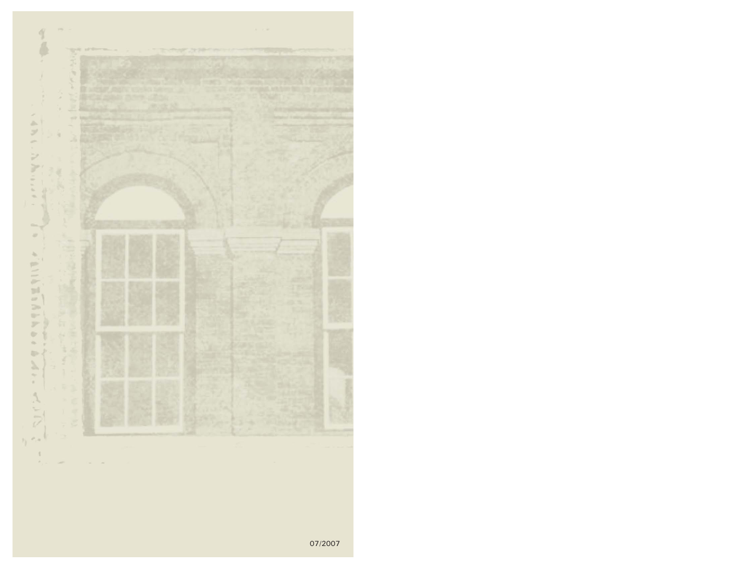07/2007